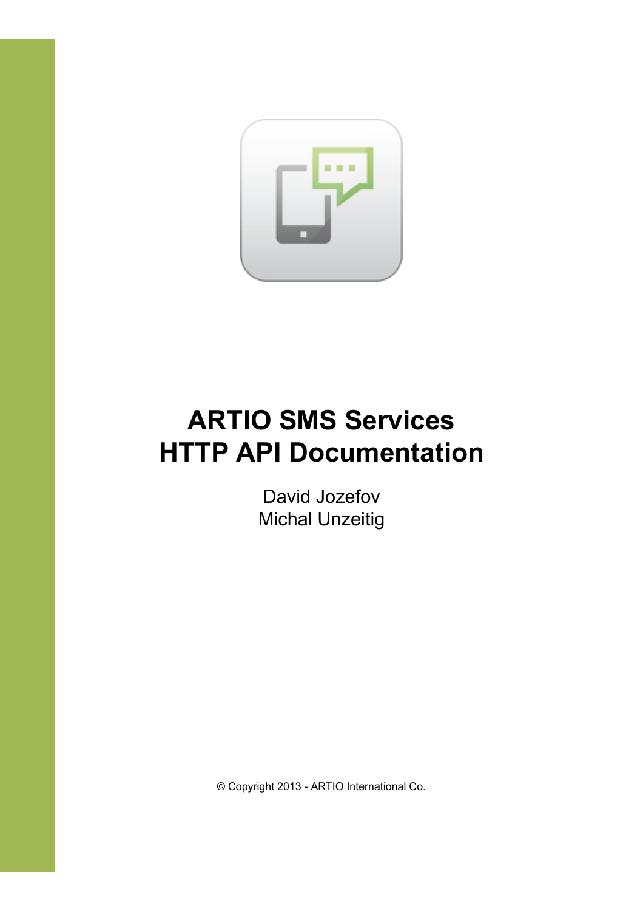# ARTIO SMS Services HTTP API Documentation

David Jozefov
Michal Unzeitig

© Copyright 2013 - ARTIO International Co.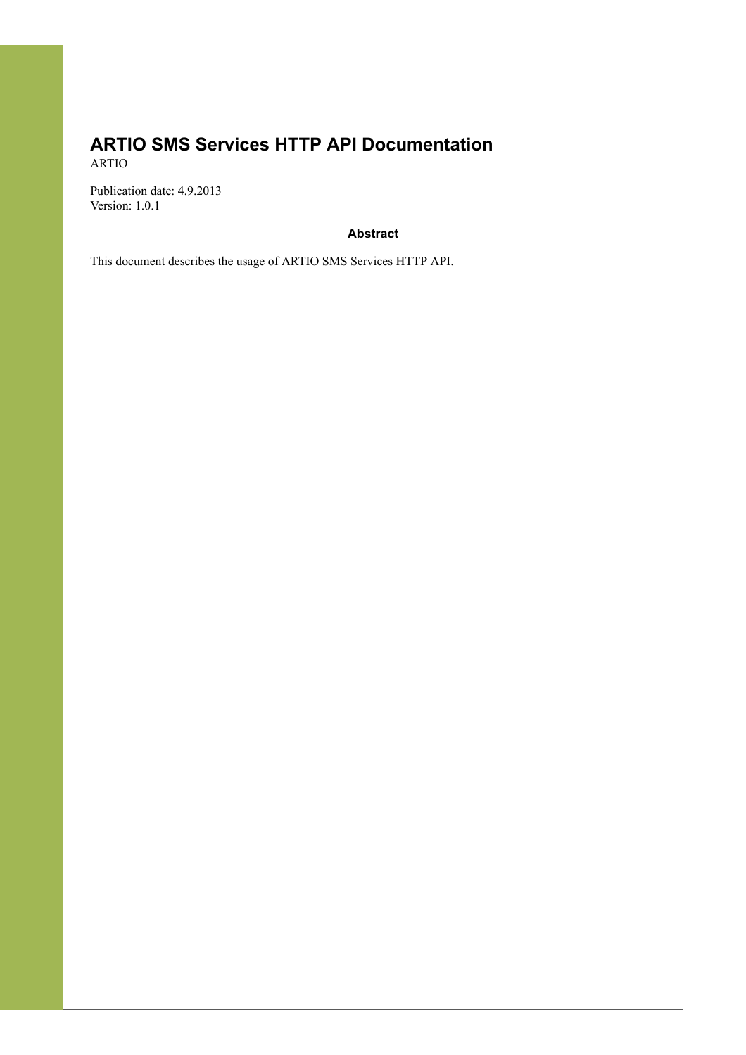# ARTIO SMS Services HTTP API Documentation

ARTIO

Publication date: 4.9.2013
Version: 1.0.1

**Abstract**

This document describes the usage of ARTIO SMS Services HTTP API.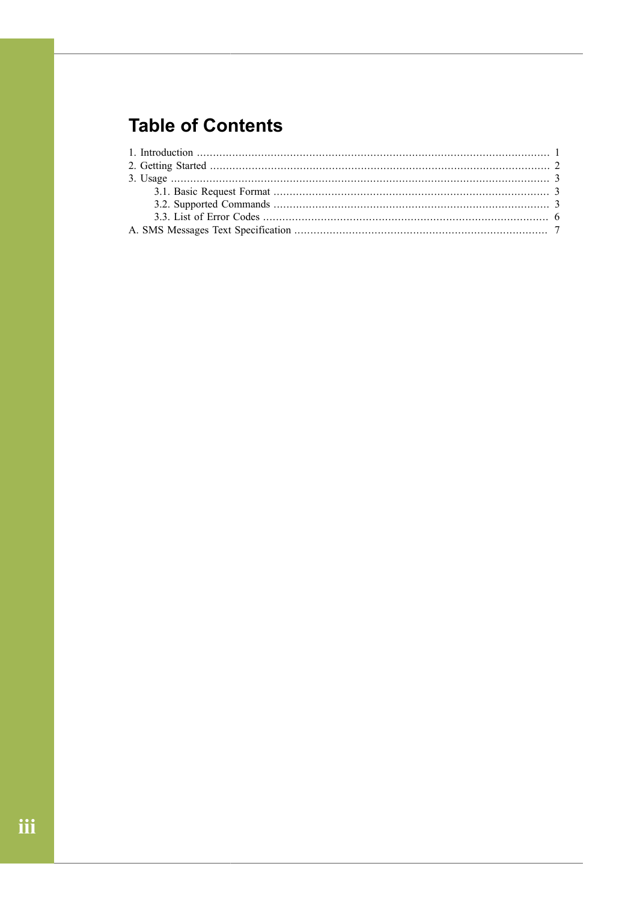# Table of Contents

1. Introduction ........................................................................................................... 1
2. Getting Started ........................................................................................................ 2
3. Usage ...................................................................................................................... 3
    - 3.1. Basic Request Format ..................................................................................... 3
    - 3.2. Supported Commands ..................................................................................... 3
    - 3.3. List of Error Codes ......................................................................................... 6

A. SMS Messages Text Specification ............................................................................. 7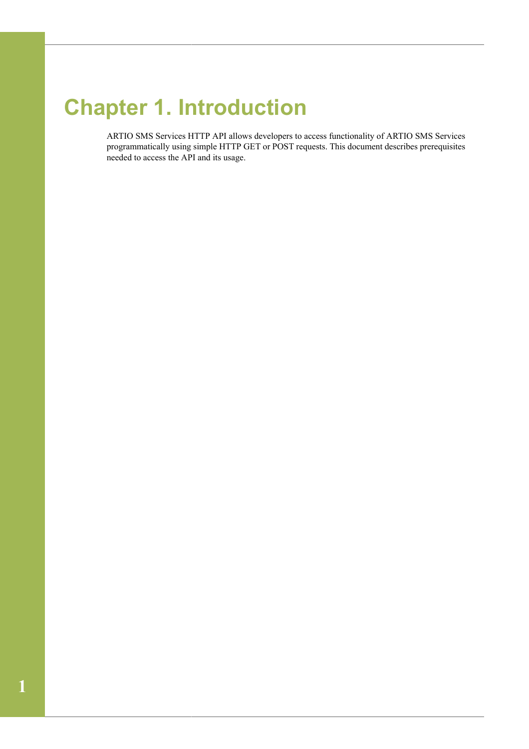# Chapter 1. Introduction

ARTIO SMS Services HTTP API allows developers to access functionality of ARTIO SMS Services programmatically using simple HTTP GET or POST requests. This document describes prerequisites needed to access the API and its usage.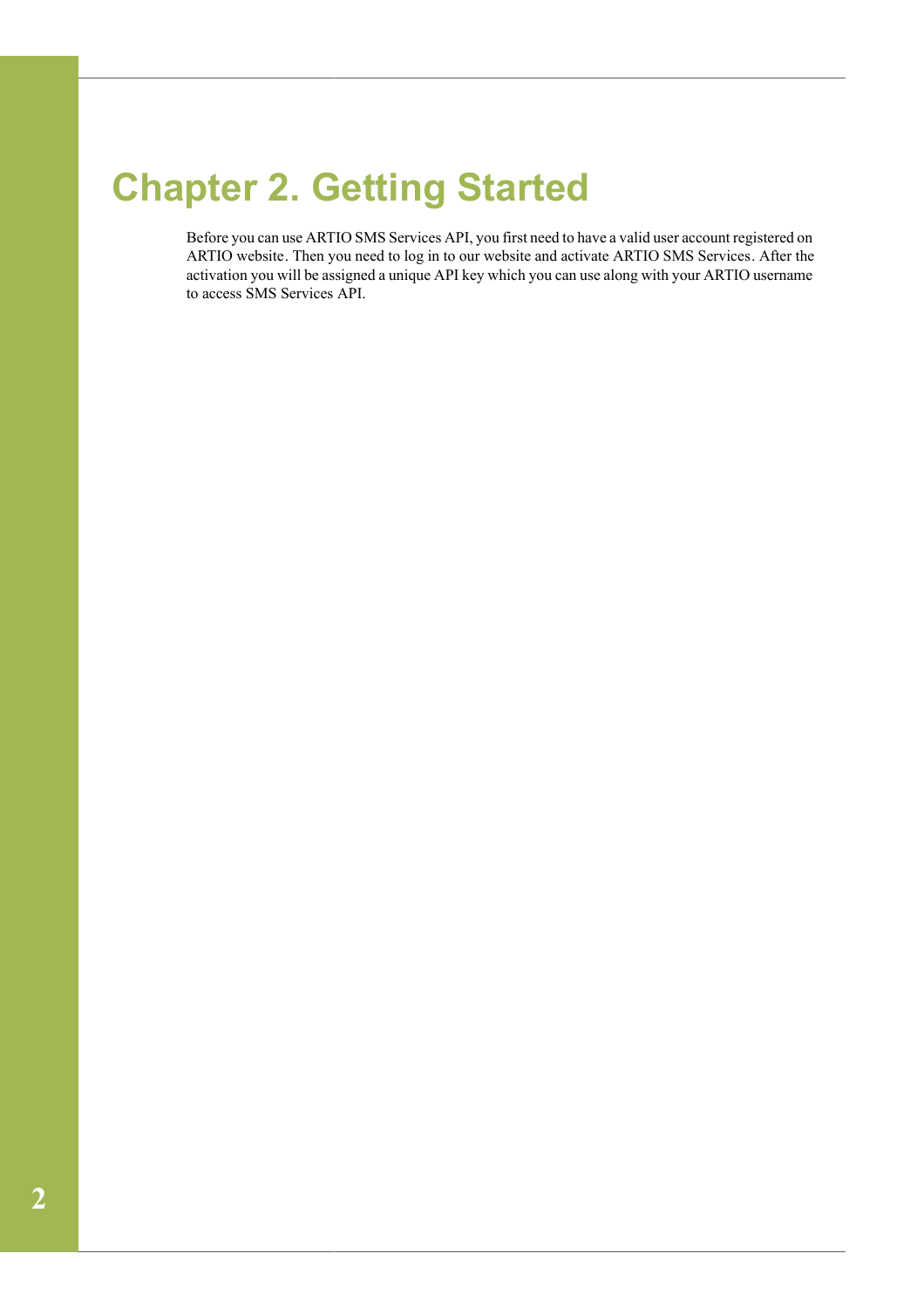# Chapter 2. Getting Started

Before you can use ARTIO SMS Services API, you first need to have a valid user account registered on ARTIO website. Then you need to log in to our website and activate ARTIO SMS Services. After the activation you will be assigned a unique API key which you can use along with your ARTIO username to access SMS Services API.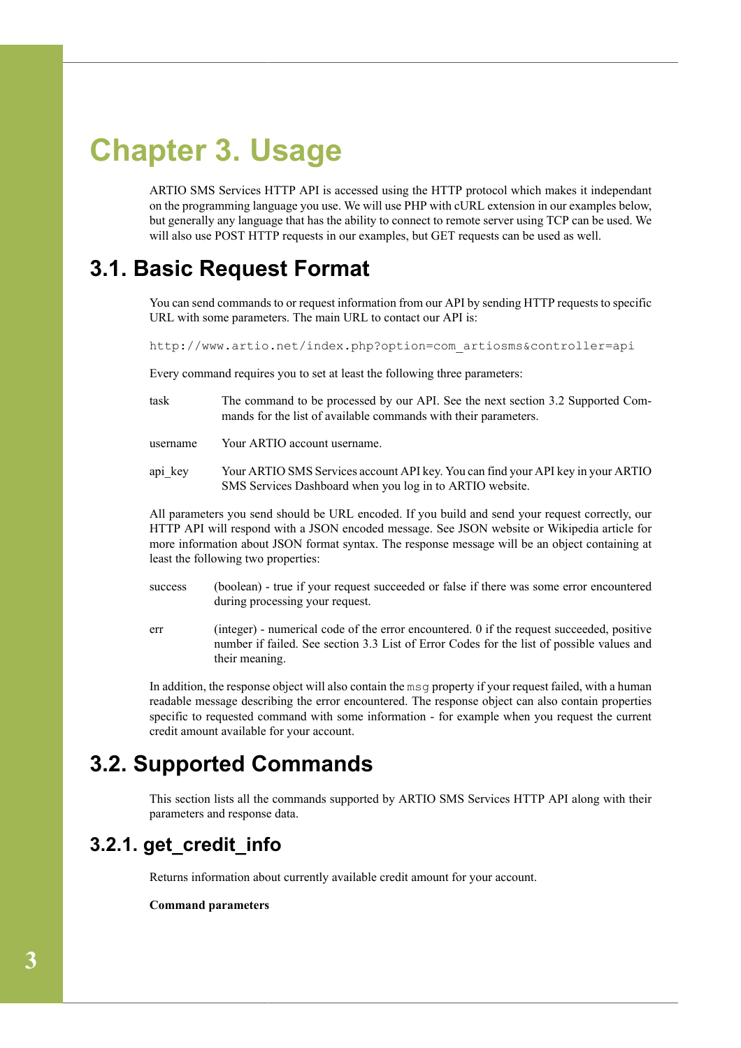# Chapter 3. Usage

ARTIO SMS Services HTTP API is accessed using the HTTP protocol which makes it independant on the programming language you use. We will use PHP with cURL extension in our examples below, but generally any language that has the ability to connect to remote server using TCP can be used. We will also use POST HTTP requests in our examples, but GET requests can be used as well.

## 3.1. Basic Request Format

You can send commands to or request information from our API by sending HTTP requests to specific URL with some parameters. The main URL to contact our API is:

```
http://www.artio.net/index.php?option=com_artiosms&controller=api
```

Every command requires you to set at least the following three parameters:

task
: The command to be processed by our API. See the next section 3.2 Supported Commands for the list of available commands with their parameters.

username
: Your ARTIO account username.

api_key
: Your ARTIO SMS Services account API key. You can find your API key in your ARTIO SMS Services Dashboard when you log in to ARTIO website.

All parameters you send should be URL encoded. If you build and send your request correctly, our HTTP API will respond with a JSON encoded message. See JSON website or Wikipedia article for more information about JSON format syntax. The response message will be an object containing at least the following two properties:

success
: (boolean) - true if your request succeeded or false if there was some error encountered during processing your request.

err
: (integer) - numerical code of the error encountered. 0 if the request succeeded, positive number if failed. See section 3.3 List of Error Codes for the list of possible values and their meaning.

In addition, the response object will also contain the `msg` property if your request failed, with a human readable message describing the error encountered. The response object can also contain properties specific to requested command with some information - for example when you request the current credit amount available for your account.

## 3.2. Supported Commands

This section lists all the commands supported by ARTIO SMS Services HTTP API along with their parameters and response data.

### 3.2.1. get_credit_info

Returns information about currently available credit amount for your account.

**Command parameters**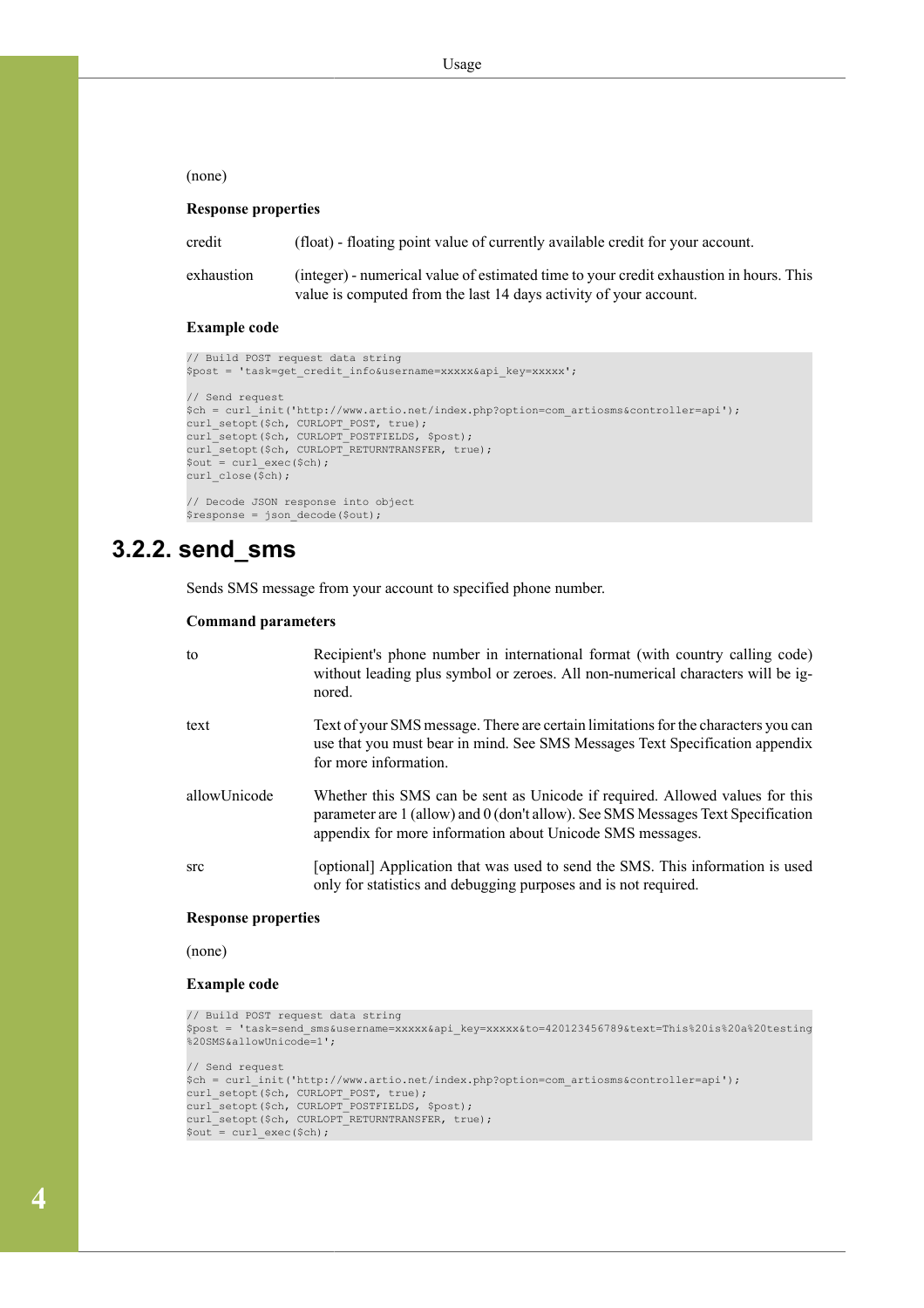(none)

**Response properties**

| | |
|---|---|
| credit | (float) - floating point value of currently available credit for your account. |
| exhaustion | (integer) - numerical value of estimated time to your credit exhaustion in hours. This value is computed from the last 14 days activity of your account. |

**Example code**

```
// Build POST request data string
$post = 'task=get_credit_info&username=xxxxx&api_key=xxxxx';

// Send request
$ch = curl_init('http://www.artio.net/index.php?option=com_artiosms&controller=api');
curl_setopt($ch, CURLOPT_POST, true);
curl_setopt($ch, CURLOPT_POSTFIELDS, $post);
curl_setopt($ch, CURLOPT_RETURNTRANSFER, true);
$out = curl_exec($ch);
curl_close($ch);

// Decode JSON response into object
$response = json_decode($out);
```

## 3.2.2. send_sms

Sends SMS message from your account to specified phone number.

**Command parameters**

| | |
|---|---|
| to | Recipient's phone number in international format (with country calling code) without leading plus symbol or zeroes. All non-numerical characters will be ignored. |
| text | Text of your SMS message. There are certain limitations for the characters you can use that you must bear in mind. See SMS Messages Text Specification appendix for more information. |
| allowUnicode | Whether this SMS can be sent as Unicode if required. Allowed values for this parameter are 1 (allow) and 0 (don't allow). See SMS Messages Text Specification appendix for more information about Unicode SMS messages. |
| src | [optional] Application that was used to send the SMS. This information is used only for statistics and debugging purposes and is not required. |

**Response properties**

(none)

**Example code**

```
// Build POST request data string
$post = 'task=send_sms&username=xxxxx&api_key=xxxxx&to=420123456789&text=This%20is%20a%20testing
%20SMS&allowUnicode=1';

// Send request
$ch = curl_init('http://www.artio.net/index.php?option=com_artiosms&controller=api');
curl_setopt($ch, CURLOPT_POST, true);
curl_setopt($ch, CURLOPT_POSTFIELDS, $post);
curl_setopt($ch, CURLOPT_RETURNTRANSFER, true);
$out = curl_exec($ch);
```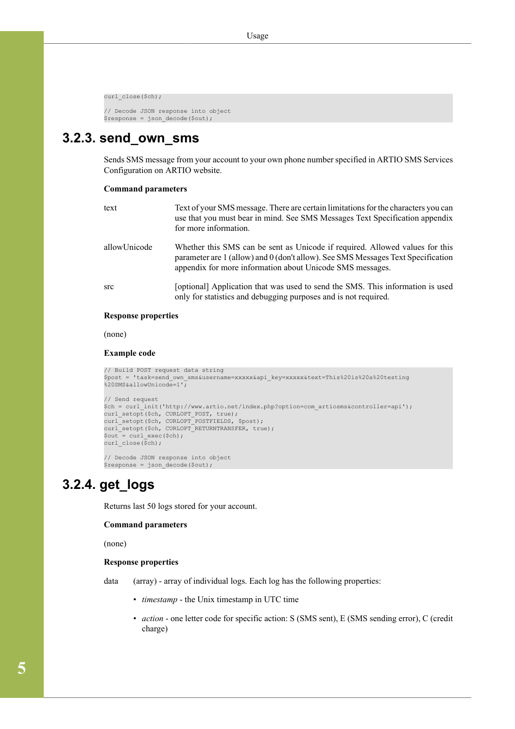```
curl_close($ch);

// Decode JSON response into object
$response = json_decode($out);
```

### 3.2.3. send_own_sms

Sends SMS message from your account to your own phone number specified in ARTIO SMS Services Configuration on ARTIO website.

**Command parameters**

text
: Text of your SMS message. There are certain limitations for the characters you can use that you must bear in mind. See SMS Messages Text Specification appendix for more information.

allowUnicode
: Whether this SMS can be sent as Unicode if required. Allowed values for this parameter are 1 (allow) and 0 (don't allow). See SMS Messages Text Specification appendix for more information about Unicode SMS messages.

src
: [optional] Application that was used to send the SMS. This information is used only for statistics and debugging purposes and is not required.

**Response properties**

(none)

**Example code**

```
// Build POST request data string
$post = 'task=send_own_sms&username=xxxxx&api_key=xxxxx&text=This%20is%20a%20testing
%20SMS&allowUnicode=1';

// Send request
$ch = curl_init('http://www.artio.net/index.php?option=com_artiosms&controller=api');
curl_setopt($ch, CURLOPT_POST, true);
curl_setopt($ch, CURLOPT_POSTFIELDS, $post);
curl_setopt($ch, CURLOPT_RETURNTRANSFER, true);
$out = curl_exec($ch);
curl_close($ch);

// Decode JSON response into object
$response = json_decode($out);
```

### 3.2.4. get_logs

Returns last 50 logs stored for your account.

**Command parameters**

(none)

**Response properties**

data
: (array) - array of individual logs. Each log has the following properties:

  - *timestamp* - the Unix timestamp in UTC time
  - *action* - one letter code for specific action: S (SMS sent), E (SMS sending error), C (credit charge)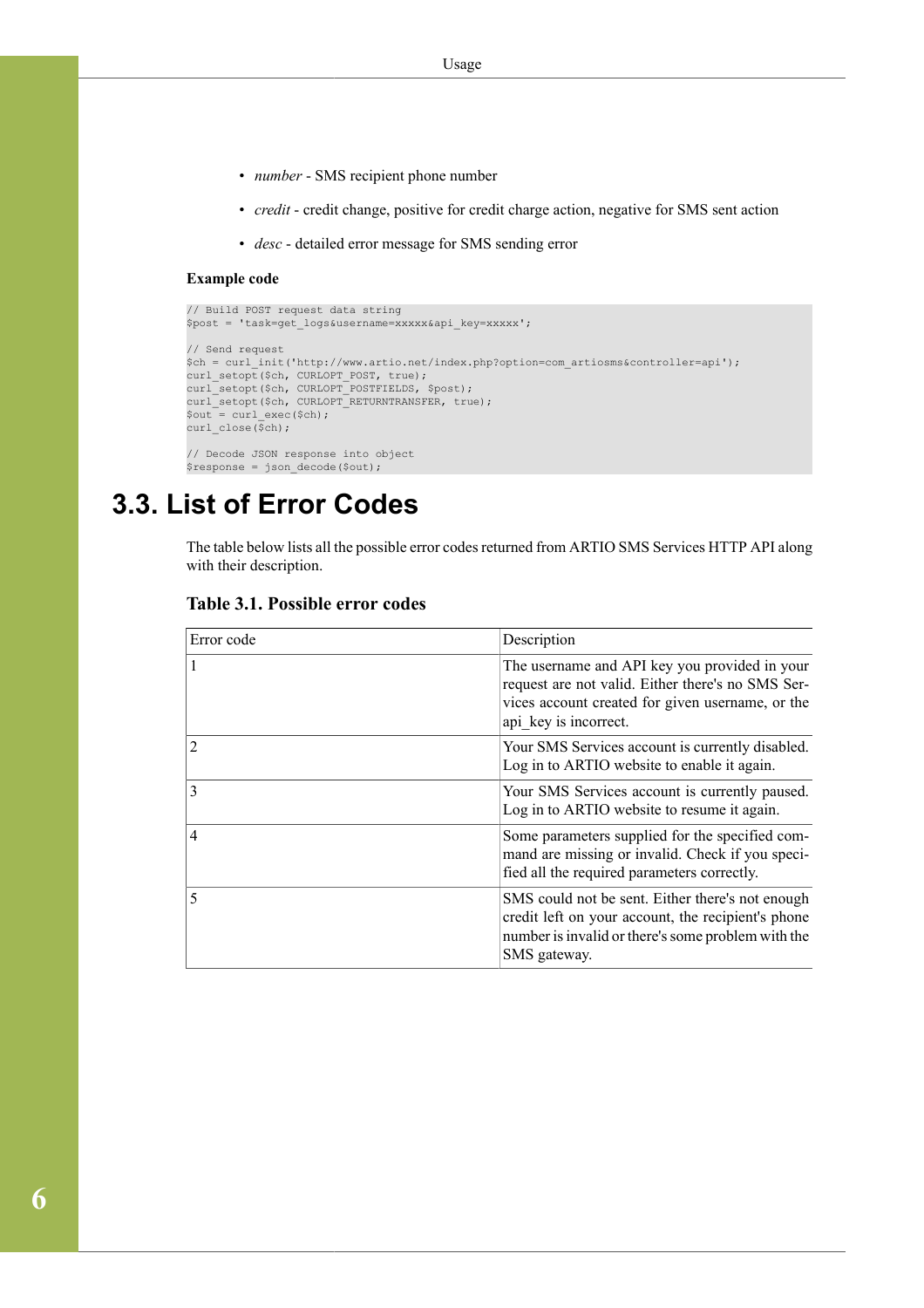- *number* - SMS recipient phone number
- *credit* - credit change, positive for credit charge action, negative for SMS sent action
- *desc* - detailed error message for SMS sending error

**Example code**

```
// Build POST request data string
$post = 'task=get_logs&username=xxxxx&api_key=xxxxx';

// Send request
$ch = curl_init('http://www.artio.net/index.php?option=com_artiosms&controller=api');
curl_setopt($ch, CURLOPT_POST, true);
curl_setopt($ch, CURLOPT_POSTFIELDS, $post);
curl_setopt($ch, CURLOPT_RETURNTRANSFER, true);
$out = curl_exec($ch);
curl_close($ch);

// Decode JSON response into object
$response = json_decode($out);
```

## 3.3. List of Error Codes

The table below lists all the possible error codes returned from ARTIO SMS Services HTTP API along with their description.

### Table 3.1. Possible error codes

| Error code | Description |
|---|---|
| 1 | The username and API key you provided in your request are not valid. Either there's no SMS Services account created for given username, or the api_key is incorrect. |
| 2 | Your SMS Services account is currently disabled. Log in to ARTIO website to enable it again. |
| 3 | Your SMS Services account is currently paused. Log in to ARTIO website to resume it again. |
| 4 | Some parameters supplied for the specified command are missing or invalid. Check if you specified all the required parameters correctly. |
| 5 | SMS could not be sent. Either there's not enough credit left on your account, the recipient's phone number is invalid or there's some problem with the SMS gateway. |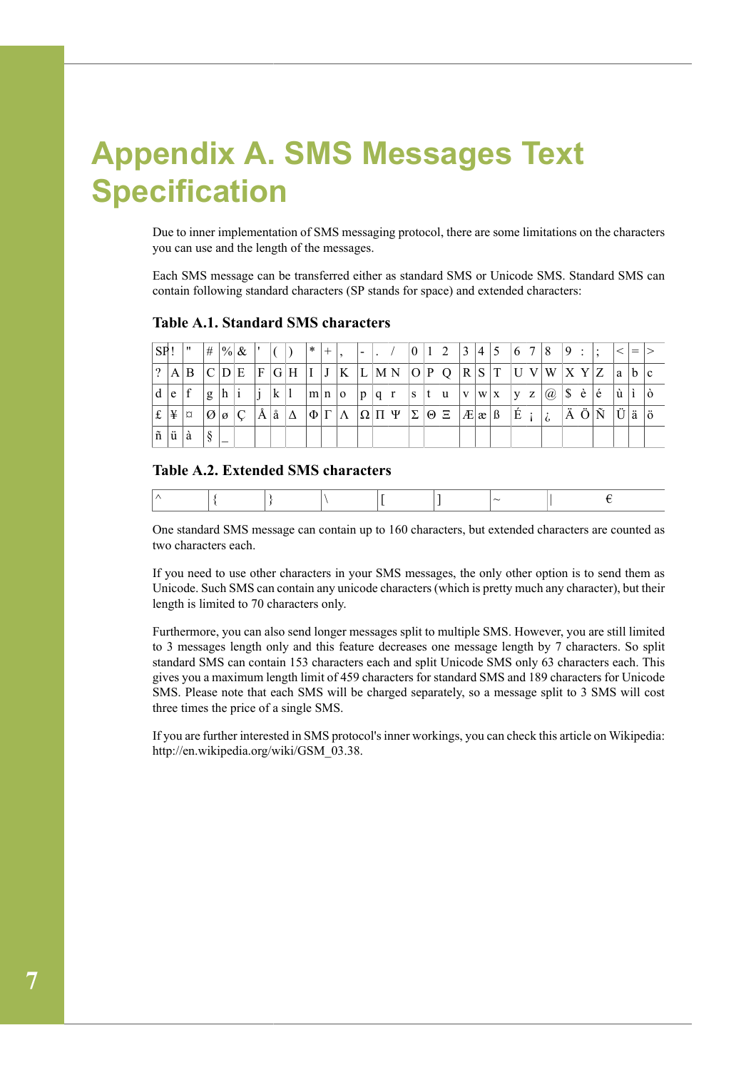# Appendix A. SMS Messages Text Specification

Due to inner implementation of SMS messaging protocol, there are some limitations on the characters you can use and the length of the messages.

Each SMS message can be transferred either as standard SMS or Unicode SMS. Standard SMS can contain following standard characters (SP stands for space) and extended characters:

### Table A.1. Standard SMS characters

| | | | | | | | | | | | | | | | | | | | | | | | | | |
|---|---|---|---|---|---|---|---|---|---|---|---|---|---|---|---|---|---|---|---|---|---|---|---|---|---|
| SP | ! | " | # | % | & | ' | ( | ) | * | + | , | - | . / | 0 | 1 2 | 3 | 4 | 5 | 6 7 | 8 | 9 : | ; | < | = | > |
| ? | A | B | C | D | E | F | G | H | I | J | K | L | M N | O | P Q | R | S | T | U V | W | X Y | Z | a | b | c |
| d | e | f | g | h | i | j | k | l | m | n | o | p | q r | s | t u | v | w | x | y z | @ | $ è | é | ù | ì | ò |
| £ | ¥ | ¤ | Ø | ø | Ç | Å | å | Δ | Φ | Γ | Λ | Ω | Π Ψ | Σ | Θ Ξ | Æ | æ | ß | É ¡ | ¿ | Ä Ö | Ñ | Ü | ä | ö |
| ñ | ü | à | § | _ | | | | | | | | | | | | | | | | | | | | | |

### Table A.2. Extended SMS characters

| | | | | | | | | |
|---|---|---|---|---|---|---|---|---|
| ^ | { | } | \ | [ | ] | ~ | \| | € |

One standard SMS message can contain up to 160 characters, but extended characters are counted as two characters each.

If you need to use other characters in your SMS messages, the only other option is to send them as Unicode. Such SMS can contain any unicode characters (which is pretty much any character), but their length is limited to 70 characters only.

Furthermore, you can also send longer messages split to multiple SMS. However, you are still limited to 3 messages length only and this feature decreases one message length by 7 characters. So split standard SMS can contain 153 characters each and split Unicode SMS only 63 characters each. This gives you a maximum length limit of 459 characters for standard SMS and 189 characters for Unicode SMS. Please note that each SMS will be charged separately, so a message split to 3 SMS will cost three times the price of a single SMS.

If you are further interested in SMS protocol's inner workings, you can check this article on Wikipedia: http://en.wikipedia.org/wiki/GSM_03.38.